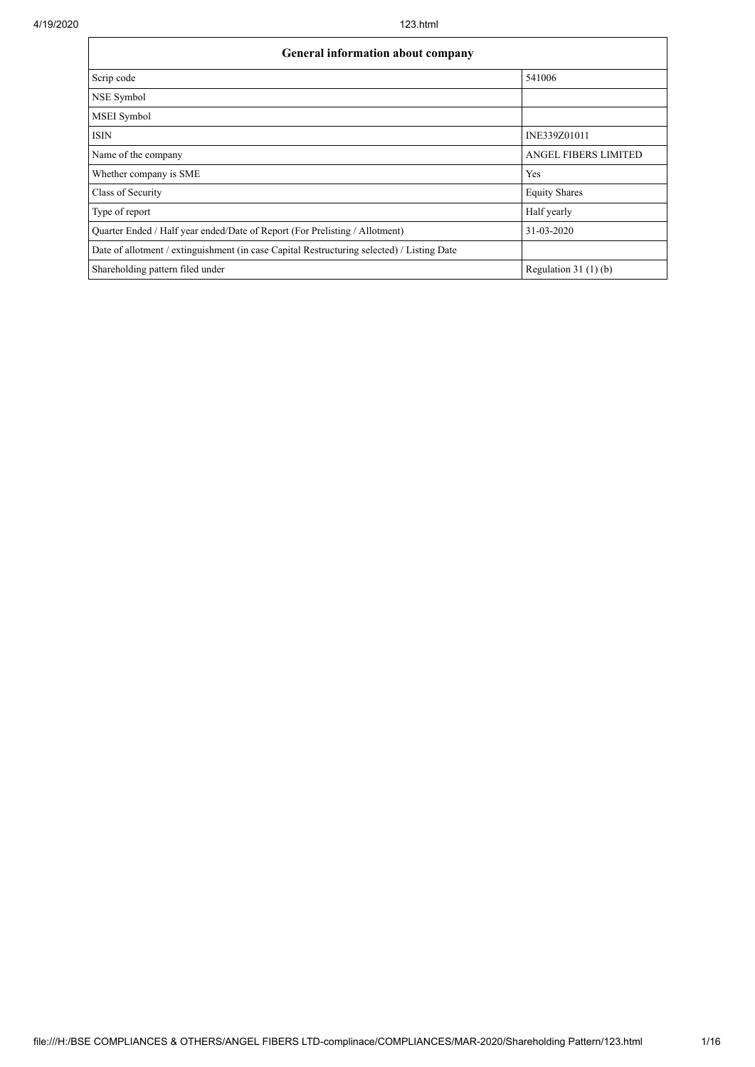| General information about company | |
| --- | --- |
| Scrip code | 541006 |
| NSE Symbol | |
| MSEI Symbol | |
| ISIN | INE339Z01011 |
| Name of the company | ANGEL FIBERS LIMITED |
| Whether company is SME | Yes |
| Class of Security | Equity Shares |
| Type of report | Half yearly |
| Quarter Ended / Half year ended/Date of Report (For Prelisting / Allotment) | 31-03-2020 |
| Date of allotment / extinguishment (in case Capital Restructuring selected) / Listing Date | |
| Shareholding pattern filed under | Regulation 31 (1) (b) |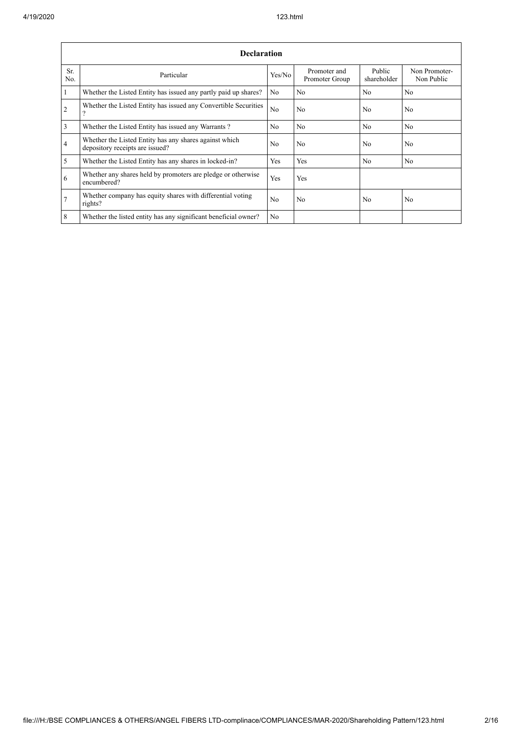| Declaration | | | | | |
|---|---|---|---|---|---|
| Sr. No. | Particular | Yes/No | Promoter and Promoter Group | Public shareholder | Non Promoter- Non Public |
| 1 | Whether the Listed Entity has issued any partly paid up shares? | No | No | No | No |
| 2 | Whether the Listed Entity has issued any Convertible Securities ? | No | No | No | No |
| 3 | Whether the Listed Entity has issued any Warrants ? | No | No | No | No |
| 4 | Whether the Listed Entity has any shares against which depository receipts are issued? | No | No | No | No |
| 5 | Whether the Listed Entity has any shares in locked-in? | Yes | Yes | No | No |
| 6 | Whether any shares held by promoters are pledge or otherwise encumbered? | Yes | Yes | | |
| 7 | Whether company has equity shares with differential voting rights? | No | No | No | No |
| 8 | Whether the listed entity has any significant beneficial owner? | No | | | |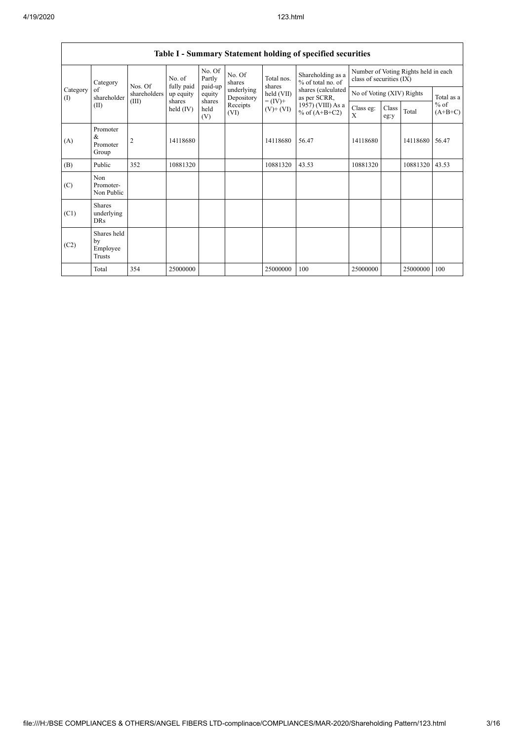| Table I - Summary Statement holding of specified securities | | | | | | | | | | | | |
|---|---|---|---|---|---|---|---|---|---|---|---|---|
| Category (I) | Category of shareholder (II) | Nos. Of shareholders (III) | No. of fully paid up equity shares held (IV) | No. Of Partly paid-up equity shares held (V) | No. Of shares underlying Depository Receipts (VI) | Total nos. shares held (VII) = (IV)+ (V)+ (VI) | Shareholding as a % of total no. of shares (calculated as per SCRR, 1957) (VIII) As a % of (A+B+C2) | Number of Voting Rights held in each class of securities (IX) | | | |
| | | | | | | | | No of Voting (XIV) Rights | | | Total as a % of (A+B+C) |
| | | | | | | | | Class eg: X | Class eg:y | Total | |
| (A) | Promoter & Promoter Group | 2 | 14118680 | | | 14118680 | 56.47 | 14118680 | | 14118680 | 56.47 |
| (B) | Public | 352 | 10881320 | | | 10881320 | 43.53 | 10881320 | | 10881320 | 43.53 |
| (C) | Non Promoter- Non Public | | | | | | | | | | |
| (C1) | Shares underlying DRs | | | | | | | | | | |
| (C2) | Shares held by Employee Trusts | | | | | | | | | | |
| | Total | 354 | 25000000 | | | 25000000 | 100 | 25000000 | | 25000000 | 100 |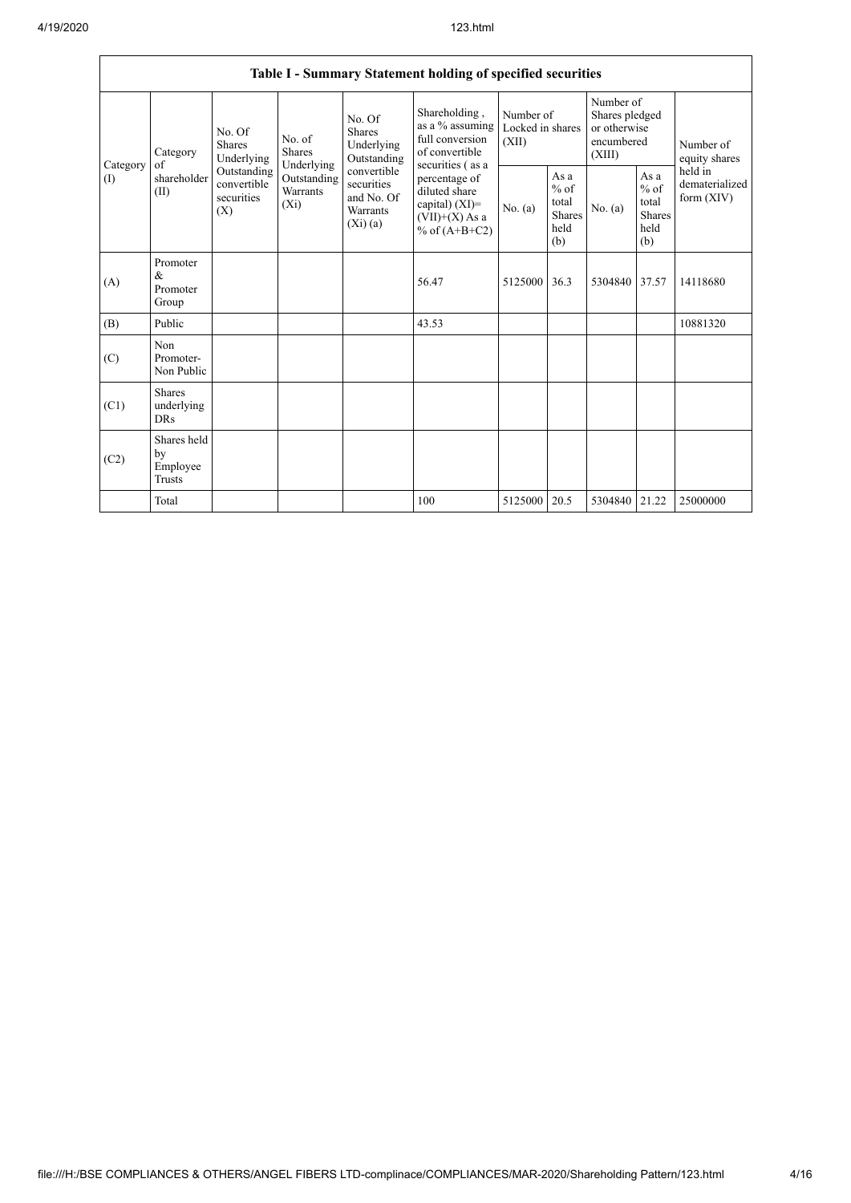## Table I - Summary Statement holding of specified securities

| Category (I) | Category of shareholder (II) | No. Of Shares Underlying Outstanding convertible securities (X) | No. of Shares Underlying Outstanding Warrants (Xi) | No. Of Shares Underlying Outstanding convertible securities and No. Of Warrants (Xi) (a) | Shareholding , as a % assuming full conversion of convertible securities ( as a percentage of diluted share capital) (XI)= (VII)+(X) As a % of (A+B+C2) | Number of Locked in shares (XII) | | Number of Shares pledged or otherwise encumbered (XIII) | | Number of equity shares held in dematerialized form (XIV) |
|---|---|---|---|---|---|---|---|---|---|---|
| | | | | | | No. (a) | As a % of total Shares held (b) | No. (a) | As a % of total Shares held (b) | |
| (A) | Promoter & Promoter Group | | | | 56.47 | 5125000 | 36.3 | 5304840 | 37.57 | 14118680 |
| (B) | Public | | | | 43.53 | | | | | 10881320 |
| (C) | Non Promoter- Non Public | | | | | | | | | |
| (C1) | Shares underlying DRs | | | | | | | | | |
| (C2) | Shares held by Employee Trusts | | | | | | | | | |
| | Total | | | | 100 | 5125000 | 20.5 | 5304840 | 21.22 | 25000000 |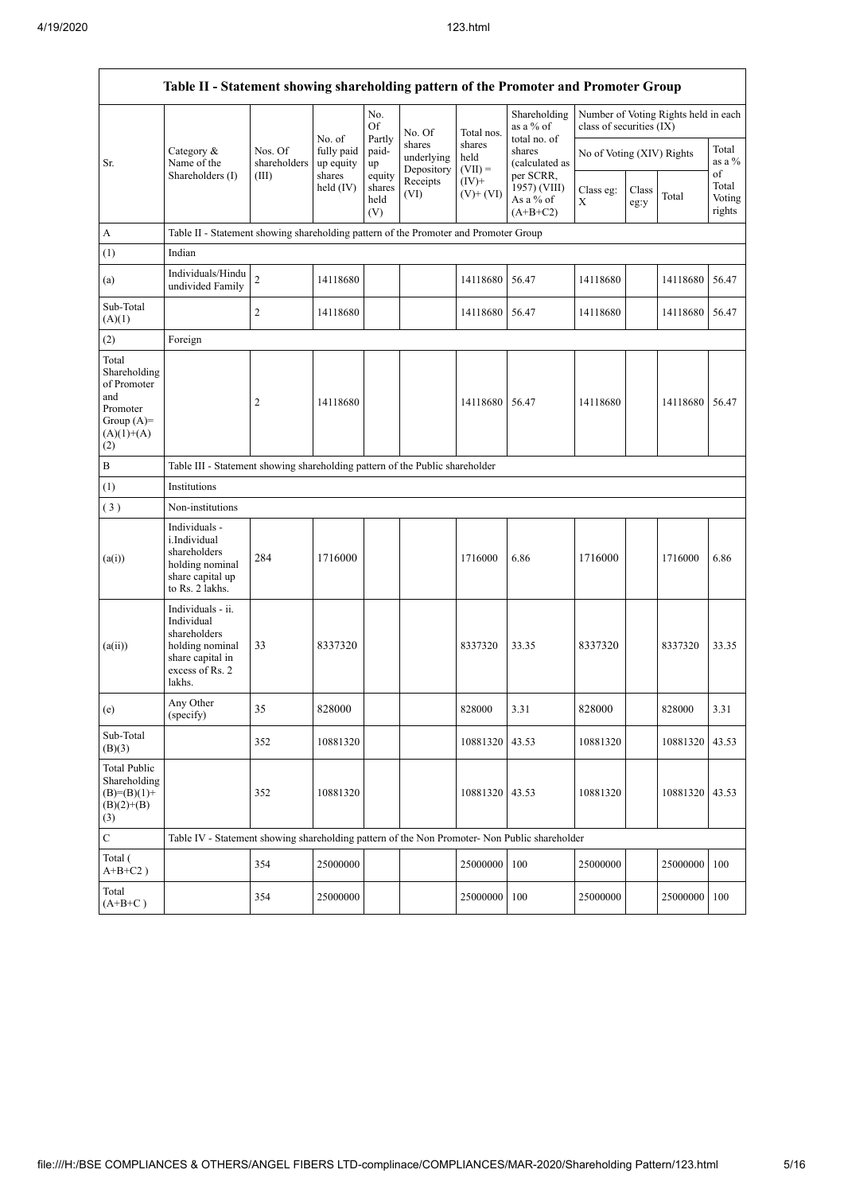| Table II - Statement showing shareholding pattern of the Promoter and Promoter Group | | | | | | | | | | | | |
|---|---|---|---|---|---|---|---|---|---|---|---|---|
| Sr. | Category & Name of the Shareholders (I) | Nos. Of shareholders (III) | No. of fully paid up equity shares held (IV) | No. Of Partly paid-up equity shares held (V) | No. Of shares underlying Depository Receipts (VI) | Total nos. shares held (VII) = (IV)+ (V)+ (VI) | Shareholding as a % of total no. of shares (calculated as per SCRR, 1957) (VIII) As a % of (A+B+C2) | Number of Voting Rights held in each class of securities (IX) | | | |
| | | | | | | | | No of Voting (XIV) Rights | | | Total as a % of Total Voting rights |
| | | | | | | | | Class eg: X | Class eg:y | Total | |
| A | Table II - Statement showing shareholding pattern of the Promoter and Promoter Group | | | | | | | | | | |
| (1) | Indian | | | | | | | | | | |
| (a) | Individuals/Hindu undivided Family | 2 | 14118680 | | | 14118680 | 56.47 | 14118680 | | 14118680 | 56.47 |
| Sub-Total (A)(1) | | 2 | 14118680 | | | 14118680 | 56.47 | 14118680 | | 14118680 | 56.47 |
| (2) | Foreign | | | | | | | | | | |
| Total Shareholding of Promoter and Promoter Group (A)= (A)(1)+(A)(2) | | 2 | 14118680 | | | 14118680 | 56.47 | 14118680 | | 14118680 | 56.47 |
| B | Table III - Statement showing shareholding pattern of the Public shareholder | | | | | | | | | | |
| (1) | Institutions | | | | | | | | | | |
| (3) | Non-institutions | | | | | | | | | | |
| (a(i)) | Individuals - i.Individual shareholders holding nominal share capital up to Rs. 2 lakhs. | 284 | 1716000 | | | 1716000 | 6.86 | 1716000 | | 1716000 | 6.86 |
| (a(ii)) | Individuals - ii. Individual shareholders holding nominal share capital in excess of Rs. 2 lakhs. | 33 | 8337320 | | | 8337320 | 33.35 | 8337320 | | 8337320 | 33.35 |
| (e) | Any Other (specify) | 35 | 828000 | | | 828000 | 3.31 | 828000 | | 828000 | 3.31 |
| Sub-Total (B)(3) | | 352 | 10881320 | | | 10881320 | 43.53 | 10881320 | | 10881320 | 43.53 |
| Total Public Shareholding (B)=(B)(1)+(B)(2)+(B)(3) | | 352 | 10881320 | | | 10881320 | 43.53 | 10881320 | | 10881320 | 43.53 |
| C | Table IV - Statement showing shareholding pattern of the Non Promoter- Non Public shareholder | | | | | | | | | | |
| Total ( A+B+C2 ) | | 354 | 25000000 | | | 25000000 | 100 | 25000000 | | 25000000 | 100 |
| Total (A+B+C ) | | 354 | 25000000 | | | 25000000 | 100 | 25000000 | | 25000000 | 100 |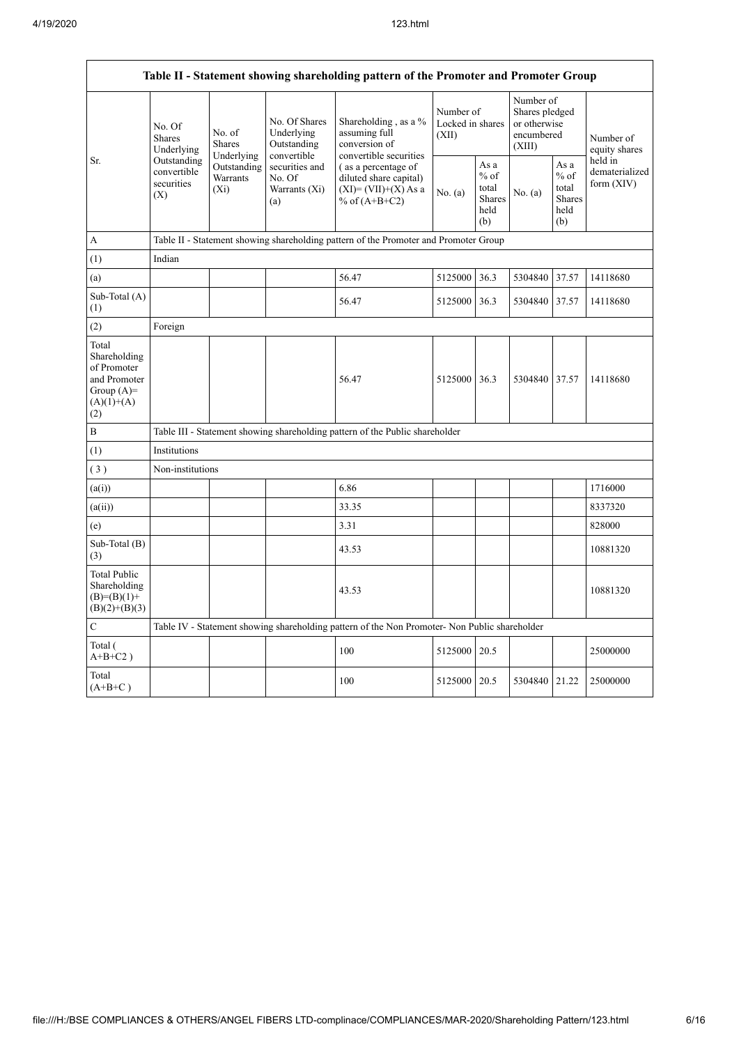| Table II - Statement showing shareholding pattern of the Promoter and Promoter Group | | | | | | | | | |
|---|---|---|---|---|---|---|---|---|---|
| Sr. | No. Of Shares Underlying Outstanding convertible securities (X) | No. of Shares Underlying Outstanding Warrants (Xi) | No. Of Shares Underlying Outstanding convertible securities and No. Of Warrants (Xi) (a) | Shareholding , as a % assuming full conversion of convertible securities ( as a percentage of diluted share capital) (XI)= (VII)+(X) As a % of (A+B+C2) | Number of Locked in shares (XII) | | Number of Shares pledged or otherwise encumbered (XIII) | | Number of equity shares held in dematerialized form (XIV) |
| | | | | | No. (a) | As a % of total Shares held (b) | No. (a) | As a % of total Shares held (b) | |
| A | Table II - Statement showing shareholding pattern of the Promoter and Promoter Group | | | | | | | | |
| (1) | Indian | | | | | | | | |
| (a) | | | | 56.47 | 5125000 | 36.3 | 5304840 | 37.57 | 14118680 |
| Sub-Total (A) (1) | | | | 56.47 | 5125000 | 36.3 | 5304840 | 37.57 | 14118680 |
| (2) | Foreign | | | | | | | | |
| Total Shareholding of Promoter and Promoter Group (A)= (A)(1)+(A)(2) | | | | 56.47 | 5125000 | 36.3 | 5304840 | 37.57 | 14118680 |
| B | Table III - Statement showing shareholding pattern of the Public shareholder | | | | | | | | |
| (1) | Institutions | | | | | | | | |
| ( 3 ) | Non-institutions | | | | | | | | |
| (a(i)) | | | | 6.86 | | | | | 1716000 |
| (a(ii)) | | | | 33.35 | | | | | 8337320 |
| (e) | | | | 3.31 | | | | | 828000 |
| Sub-Total (B) (3) | | | | 43.53 | | | | | 10881320 |
| Total Public Shareholding (B)=(B)(1)+(B)(2)+(B)(3) | | | | 43.53 | | | | | 10881320 |
| C | Table IV - Statement showing shareholding pattern of the Non Promoter- Non Public shareholder | | | | | | | | |
| Total ( A+B+C2 ) | | | | 100 | 5125000 | 20.5 | | | 25000000 |
| Total (A+B+C ) | | | | 100 | 5125000 | 20.5 | 5304840 | 21.22 | 25000000 |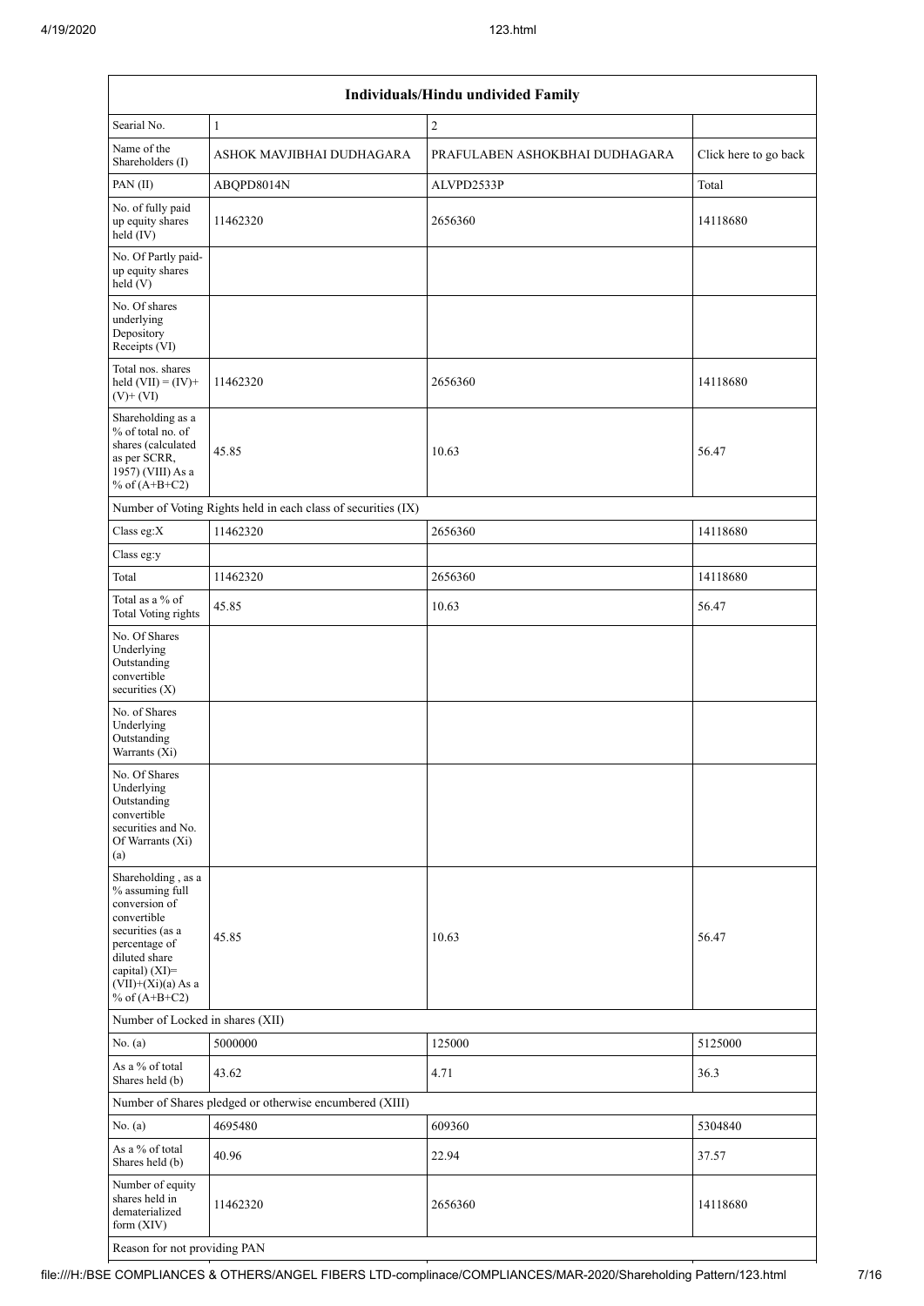| Individuals/Hindu undivided Family | | | |
|---|---|---|---|
| Searial No. | 1 | 2 | |
| Name of the Shareholders (I) | ASHOK MAVJIBHAI DUDHAGARA | PRAFULABEN ASHOKBHAI DUDHAGARA | Click here to go back |
| PAN (II) | ABQPD8014N | ALVPD2533P | Total |
| No. of fully paid up equity shares held (IV) | 11462320 | 2656360 | 14118680 |
| No. Of Partly paid-up equity shares held (V) | | | |
| No. Of shares underlying Depository Receipts (VI) | | | |
| Total nos. shares held (VII) = (IV)+ (V)+ (VI) | 11462320 | 2656360 | 14118680 |
| Shareholding as a % of total no. of shares (calculated as per SCRR, 1957) (VIII) As a % of (A+B+C2) | 45.85 | 10.63 | 56.47 |
| Number of Voting Rights held in each class of securities (IX) | | | |
| Class eg:X | 11462320 | 2656360 | 14118680 |
| Class eg:y | | | |
| Total | 11462320 | 2656360 | 14118680 |
| Total as a % of Total Voting rights | 45.85 | 10.63 | 56.47 |
| No. Of Shares Underlying Outstanding convertible securities (X) | | | |
| No. of Shares Underlying Outstanding Warrants (Xi) | | | |
| No. Of Shares Underlying Outstanding convertible securities and No. Of Warrants (Xi) (a) | | | |
| Shareholding , as a % assuming full conversion of convertible securities (as a percentage of diluted share capital) (XI)= (VII)+(Xi)(a) As a % of (A+B+C2) | 45.85 | 10.63 | 56.47 |
| Number of Locked in shares (XII) | | | |
| No. (a) | 5000000 | 125000 | 5125000 |
| As a % of total Shares held (b) | 43.62 | 4.71 | 36.3 |
| Number of Shares pledged or otherwise encumbered (XIII) | | | |
| No. (a) | 4695480 | 609360 | 5304840 |
| As a % of total Shares held (b) | 40.96 | 22.94 | 37.57 |
| Number of equity shares held in dematerialized form (XIV) | 11462320 | 2656360 | 14118680 |
| Reason for not providing PAN | | | |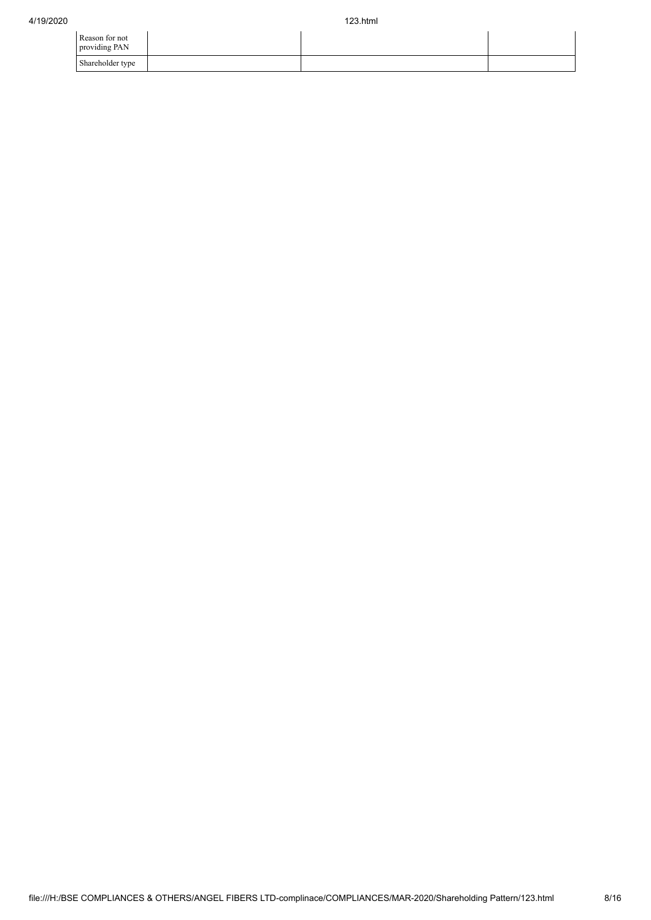| Reason for not providing PAN | | | |
|---|---|---|---|
| Shareholder type | | | |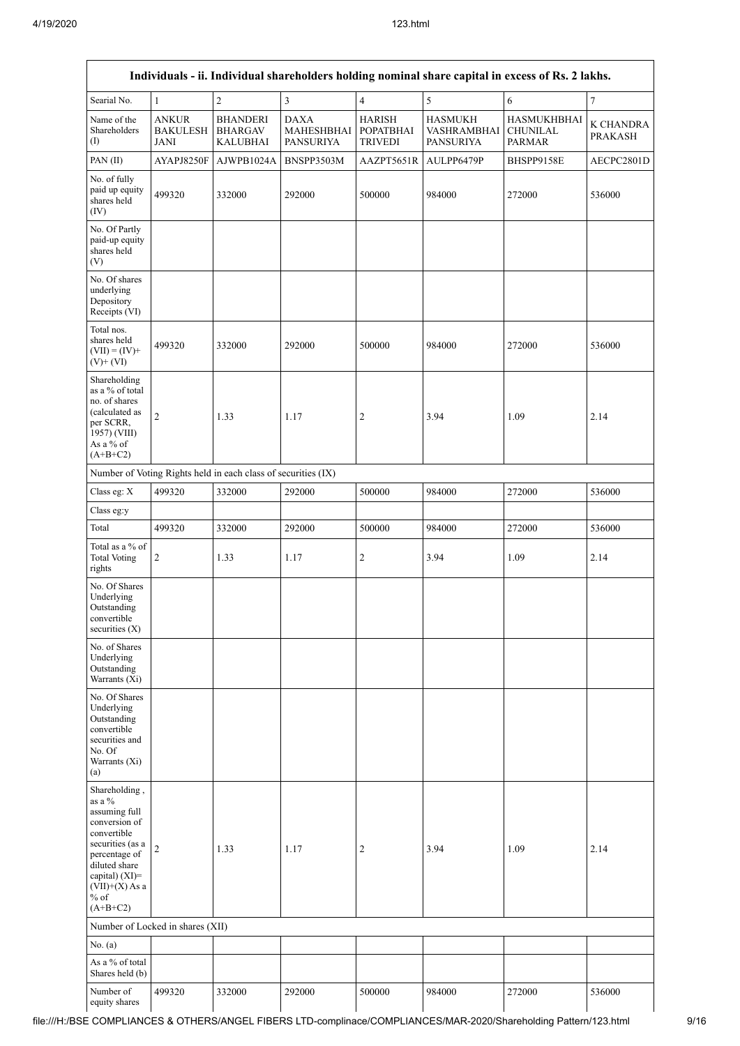| Individuals - ii. Individual shareholders holding nominal share capital in excess of Rs. 2 lakhs. | | | | | | | |
|---|---|---|---|---|---|---|---|
| Searial No. | 1 | 2 | 3 | 4 | 5 | 6 | 7 |
| Name of the Shareholders (I) | ANKUR BAKULESH JANI | BHANDERI BHARGAV KALUBHAI | DAXA MAHESHBHAI PANSURIYA | HARISH POPATBHAI TRIVEDI | HASMUKH VASHRAMBHAI PANSURIYA | HASMUKHBHAI CHUNILAL PARMAR | K CHANDRA PRAKASH |
| PAN (II) | AYAPJ8250F | AJWPB1024A | BNSPP3503M | AAZPT5651R | AULPP6479P | BHSPP9158E | AECPC2801D |
| No. of fully paid up equity shares held (IV) | 499320 | 332000 | 292000 | 500000 | 984000 | 272000 | 536000 |
| No. Of Partly paid-up equity shares held (V) | | | | | | | |
| No. Of shares underlying Depository Receipts (VI) | | | | | | | |
| Total nos. shares held (VII) = (IV)+ (V)+ (VI) | 499320 | 332000 | 292000 | 500000 | 984000 | 272000 | 536000 |
| Shareholding as a % of total no. of shares (calculated as per SCRR, 1957) (VIII) As a % of (A+B+C2) | 2 | 1.33 | 1.17 | 2 | 3.94 | 1.09 | 2.14 |
| Number of Voting Rights held in each class of securities (IX) | | | | | | | |
| Class eg: X | 499320 | 332000 | 292000 | 500000 | 984000 | 272000 | 536000 |
| Class eg:y | | | | | | | |
| Total | 499320 | 332000 | 292000 | 500000 | 984000 | 272000 | 536000 |
| Total as a % of Total Voting rights | 2 | 1.33 | 1.17 | 2 | 3.94 | 1.09 | 2.14 |
| No. Of Shares Underlying Outstanding convertible securities (X) | | | | | | | |
| No. of Shares Underlying Outstanding Warrants (Xi) | | | | | | | |
| No. Of Shares Underlying Outstanding convertible securities and No. Of Warrants (Xi) (a) | | | | | | | |
| Shareholding , as a % assuming full conversion of convertible securities (as a percentage of diluted share capital) (XI)= (VII)+(X) As a % of (A+B+C2) | 2 | 1.33 | 1.17 | 2 | 3.94 | 1.09 | 2.14 |
| Number of Locked in shares (XII) | | | | | | | |
| No. (a) | | | | | | | |
| As a % of total Shares held (b) | | | | | | | |
| Number of equity shares | 499320 | 332000 | 292000 | 500000 | 984000 | 272000 | 536000 |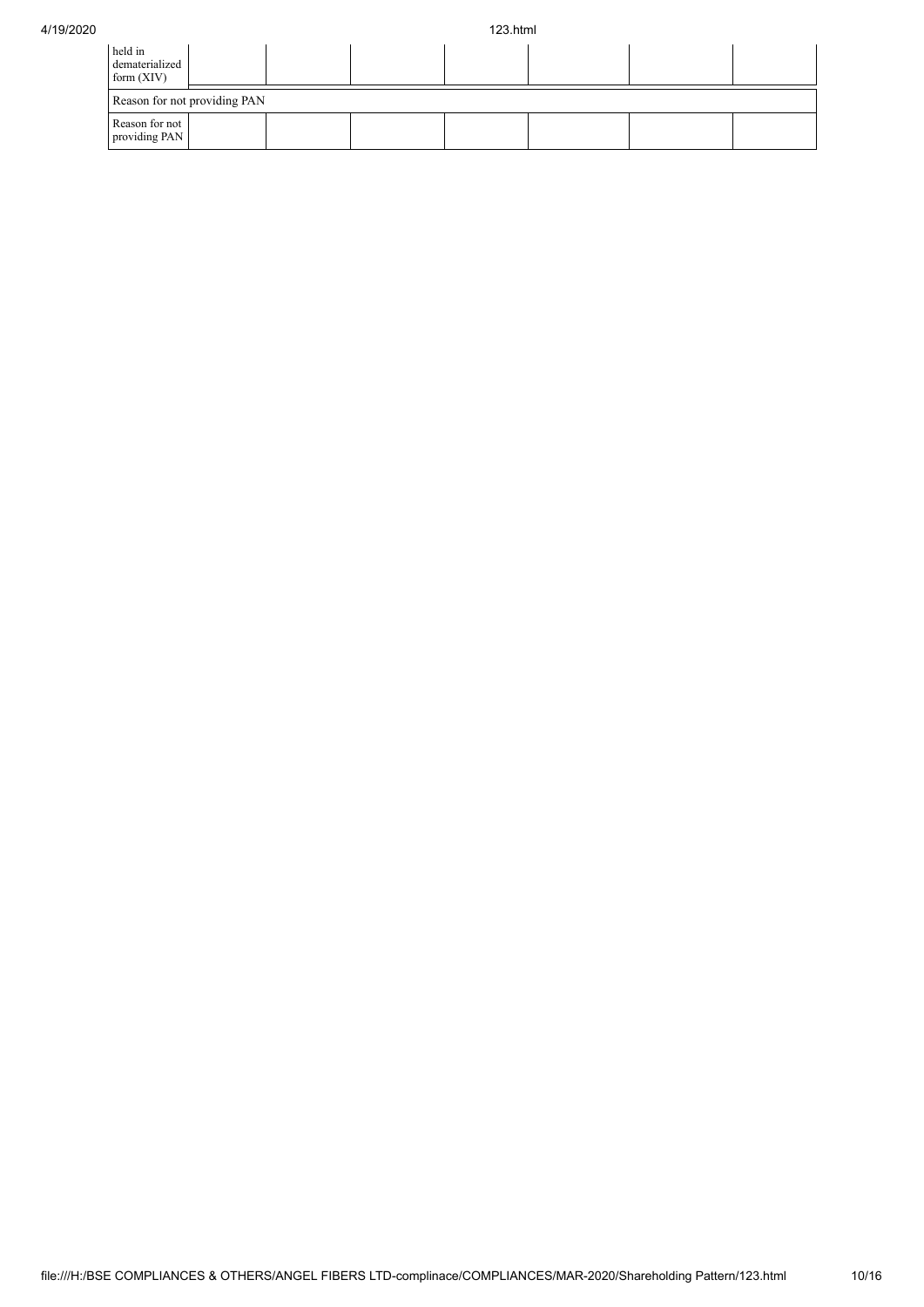| held in dematerialized form (XIV) | | | | | | |
|---|---|---|---|---|---|---|
| Reason for not providing PAN | | | | | | |
| Reason for not providing PAN | | | | | | |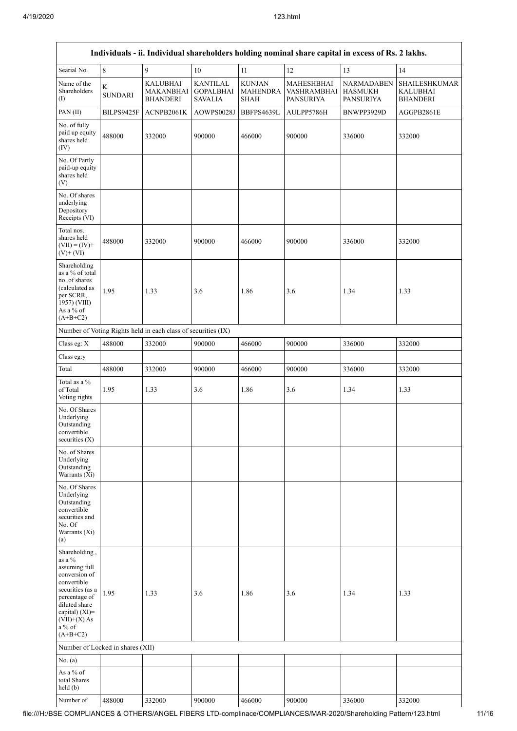| Individuals - ii. Individual shareholders holding nominal share capital in excess of Rs. 2 lakhs. | | | | | | | |
|---|---|---|---|---|---|---|---|
| Searial No. | 8 | 9 | 10 | 11 | 12 | 13 | 14 |
| Name of the Shareholders (I) | K SUNDARI | KALUBHAI MAKANBHAI BHANDERI | KANTILAL GOPALBHAI SAVALIA | KUNJAN MAHENDRA SHAH | MAHESHBHAI VASHRAMBHAI PANSURIYA | NARMADABEN HASMUKH PANSURIYA | SHAILESHKUMAR KALUBHAI BHANDERI |
| PAN (II) | BILPS9425F | ACNPB2061K | AOWPS0028J | BBFPS4639L | AULPP5786H | BNWPP3929D | AGGPB2861E |
| No. of fully paid up equity shares held (IV) | 488000 | 332000 | 900000 | 466000 | 900000 | 336000 | 332000 |
| No. Of Partly paid-up equity shares held (V) | | | | | | | |
| No. Of shares underlying Depository Receipts (VI) | | | | | | | |
| Total nos. shares held (VII) = (IV)+ (V)+ (VI) | 488000 | 332000 | 900000 | 466000 | 900000 | 336000 | 332000 |
| Shareholding as a % of total no. of shares (calculated as per SCRR, 1957) (VIII) As a % of (A+B+C2) | 1.95 | 1.33 | 3.6 | 1.86 | 3.6 | 1.34 | 1.33 |
| Number of Voting Rights held in each class of securities (IX) | | | | | | | |
| Class eg: X | 488000 | 332000 | 900000 | 466000 | 900000 | 336000 | 332000 |
| Class eg:y | | | | | | | |
| Total | 488000 | 332000 | 900000 | 466000 | 900000 | 336000 | 332000 |
| Total as a % of Total Voting rights | 1.95 | 1.33 | 3.6 | 1.86 | 3.6 | 1.34 | 1.33 |
| No. Of Shares Underlying Outstanding convertible securities (X) | | | | | | | |
| No. of Shares Underlying Outstanding Warrants (Xi) | | | | | | | |
| No. Of Shares Underlying Outstanding convertible securities and No. Of Warrants (Xi) (a) | | | | | | | |
| Shareholding , as a % assuming full conversion of convertible securities (as a percentage of diluted share capital) (XI)= (VII)+(X) As a % of (A+B+C2) | 1.95 | 1.33 | 3.6 | 1.86 | 3.6 | 1.34 | 1.33 |
| Number of Locked in shares (XII) | | | | | | | |
| No. (a) | | | | | | | |
| As a % of total Shares held (b) | | | | | | | |
| Number of | 488000 | 332000 | 900000 | 466000 | 900000 | 336000 | 332000 |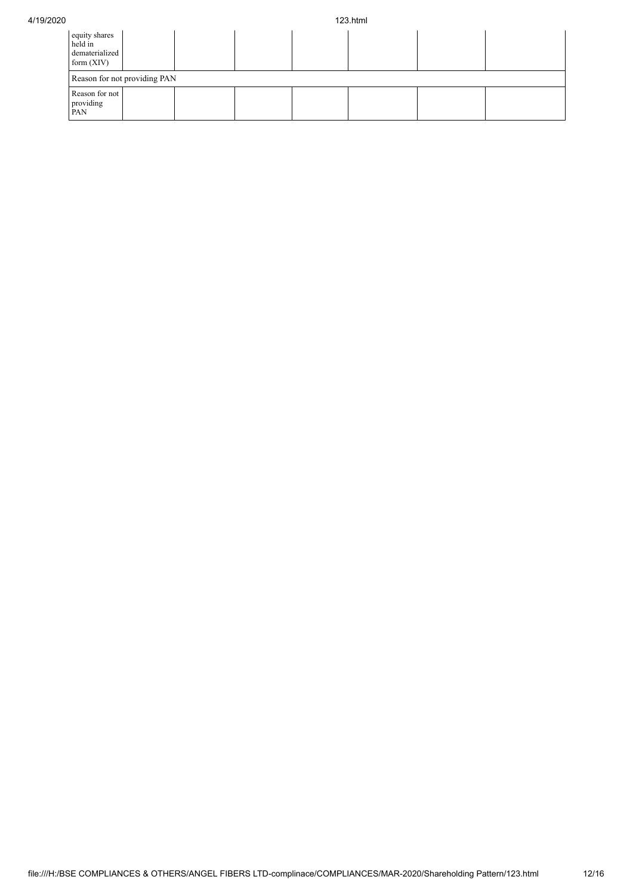| | | | | | | |
|---|---|---|---|---|---|---|
| equity shares held in dematerialized form (XIV) | | | | | | |
| Reason for not providing PAN | | | | | | |
| Reason for not providing PAN | | | | | | |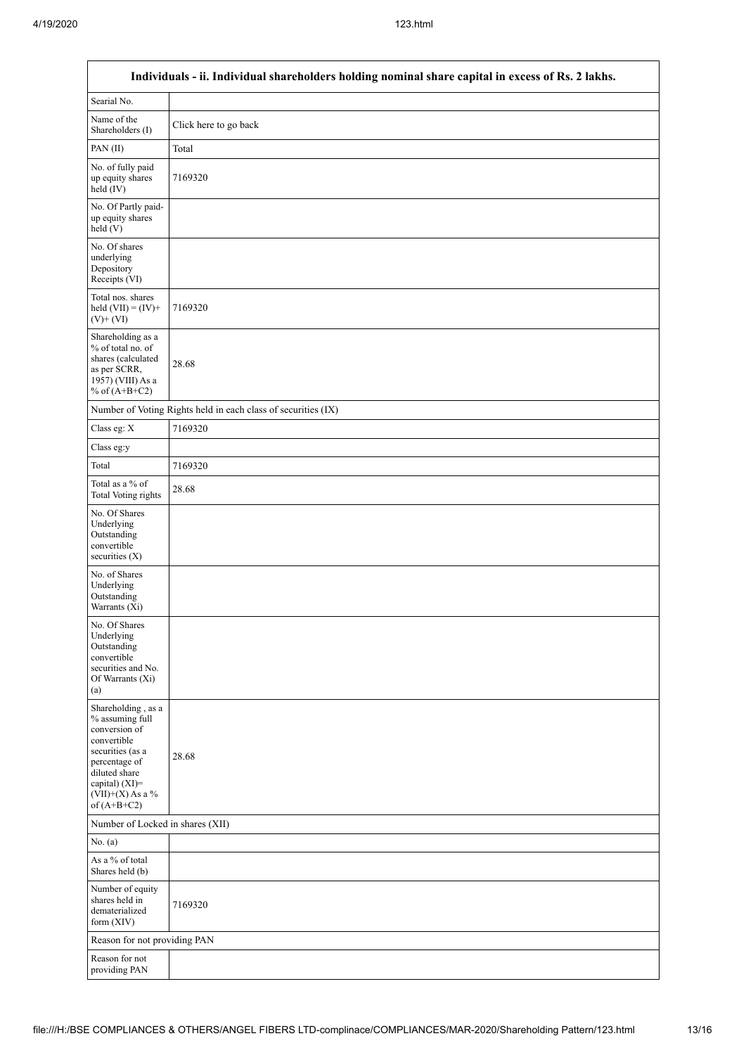| Individuals - ii. Individual shareholders holding nominal share capital in excess of Rs. 2 lakhs. | |
|---|---|
| Searial No. | |
| Name of the Shareholders (I) | Click here to go back |
| PAN (II) | Total |
| No. of fully paid up equity shares held (IV) | 7169320 |
| No. Of Partly paid-up equity shares held (V) | |
| No. Of shares underlying Depository Receipts (VI) | |
| Total nos. shares held (VII) = (IV)+ (V)+ (VI) | 7169320 |
| Shareholding as a % of total no. of shares (calculated as per SCRR, 1957) (VIII) As a % of (A+B+C2) | 28.68 |
| Number of Voting Rights held in each class of securities (IX) | |
| Class eg: X | 7169320 |
| Class eg:y | |
| Total | 7169320 |
| Total as a % of Total Voting rights | 28.68 |
| No. Of Shares Underlying Outstanding convertible securities (X) | |
| No. of Shares Underlying Outstanding Warrants (Xi) | |
| No. Of Shares Underlying Outstanding convertible securities and No. Of Warrants (Xi) (a) | |
| Shareholding , as a % assuming full conversion of convertible securities (as a percentage of diluted share capital) (XI)= (VII)+(X) As a % of (A+B+C2) | 28.68 |
| Number of Locked in shares (XII) | |
| No. (a) | |
| As a % of total Shares held (b) | |
| Number of equity shares held in dematerialized form (XIV) | 7169320 |
| Reason for not providing PAN | |
| Reason for not providing PAN | |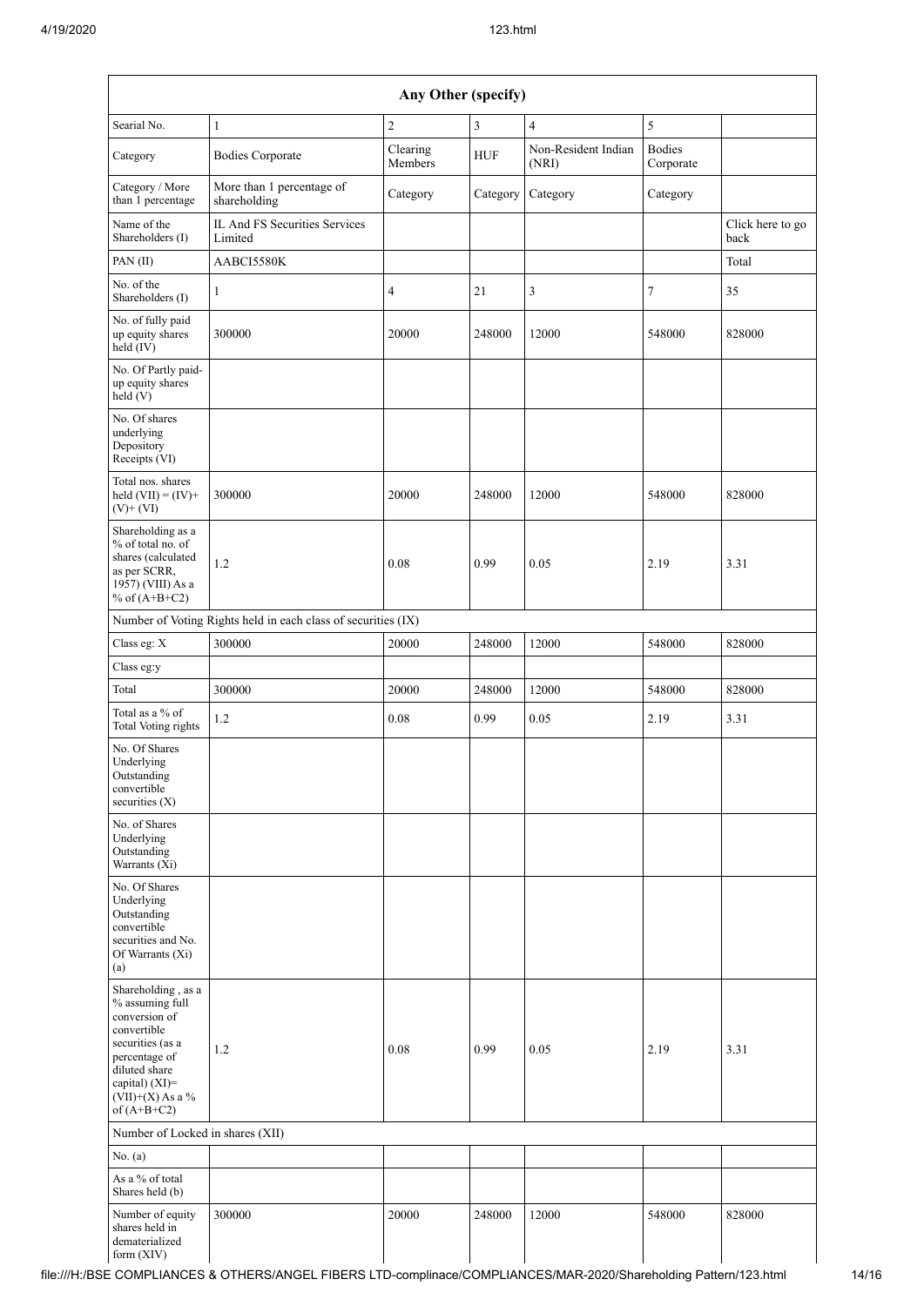| Any Other (specify) | | | | | | |
|---|---|---|---|---|---|---|
| Searial No. | 1 | 2 | 3 | 4 | 5 | |
| Category | Bodies Corporate | Clearing Members | HUF | Non-Resident Indian (NRI) | Bodies Corporate | |
| Category / More than 1 percentage | More than 1 percentage of shareholding | Category | Category | Category | Category | |
| Name of the Shareholders (I) | IL And FS Securities Services Limited | | | | | Click here to go back |
| PAN (II) | AABCI5580K | | | | | Total |
| No. of the Shareholders (I) | 1 | 4 | 21 | 3 | 7 | 35 |
| No. of fully paid up equity shares held (IV) | 300000 | 20000 | 248000 | 12000 | 548000 | 828000 |
| No. Of Partly paid-up equity shares held (V) | | | | | | |
| No. Of shares underlying Depository Receipts (VI) | | | | | | |
| Total nos. shares held (VII) = (IV)+(V)+ (VI) | 300000 | 20000 | 248000 | 12000 | 548000 | 828000 |
| Shareholding as a % of total no. of shares (calculated as per SCRR, 1957) (VIII) As a % of (A+B+C2) | 1.2 | 0.08 | 0.99 | 0.05 | 2.19 | 3.31 |
| Number of Voting Rights held in each class of securities (IX) | | | | | | |
| Class eg: X | 300000 | 20000 | 248000 | 12000 | 548000 | 828000 |
| Class eg:y | | | | | | |
| Total | 300000 | 20000 | 248000 | 12000 | 548000 | 828000 |
| Total as a % of Total Voting rights | 1.2 | 0.08 | 0.99 | 0.05 | 2.19 | 3.31 |
| No. Of Shares Underlying Outstanding convertible securities (X) | | | | | | |
| No. of Shares Underlying Outstanding Warrants (Xi) | | | | | | |
| No. Of Shares Underlying Outstanding convertible securities and No. Of Warrants (Xi) (a) | | | | | | |
| Shareholding , as a % assuming full conversion of convertible securities (as a percentage of diluted share capital) (XI)= (VII)+(X) As a % of (A+B+C2) | 1.2 | 0.08 | 0.99 | 0.05 | 2.19 | 3.31 |
| Number of Locked in shares (XII) | | | | | | |
| No. (a) | | | | | | |
| As a % of total Shares held (b) | | | | | | |
| Number of equity shares held in dematerialized form (XIV) | 300000 | 20000 | 248000 | 12000 | 548000 | 828000 |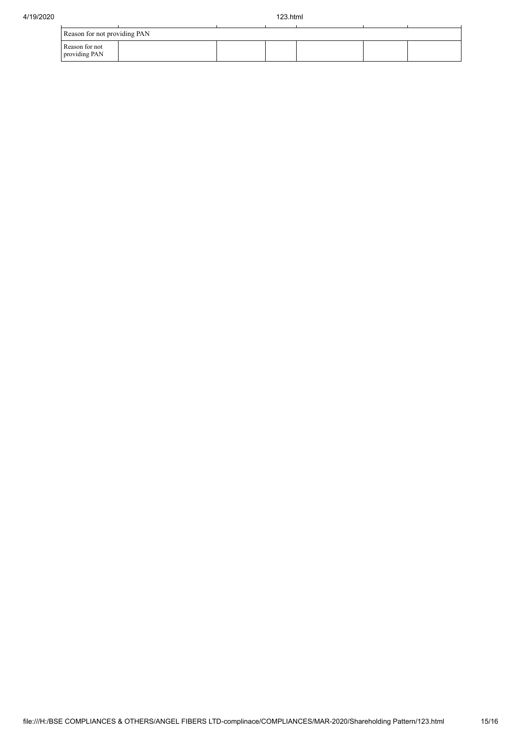| Reason for not providing PAN | | | | | | |
|---|---|---|---|---|---|---|
| Reason for not providing PAN | | | | | | |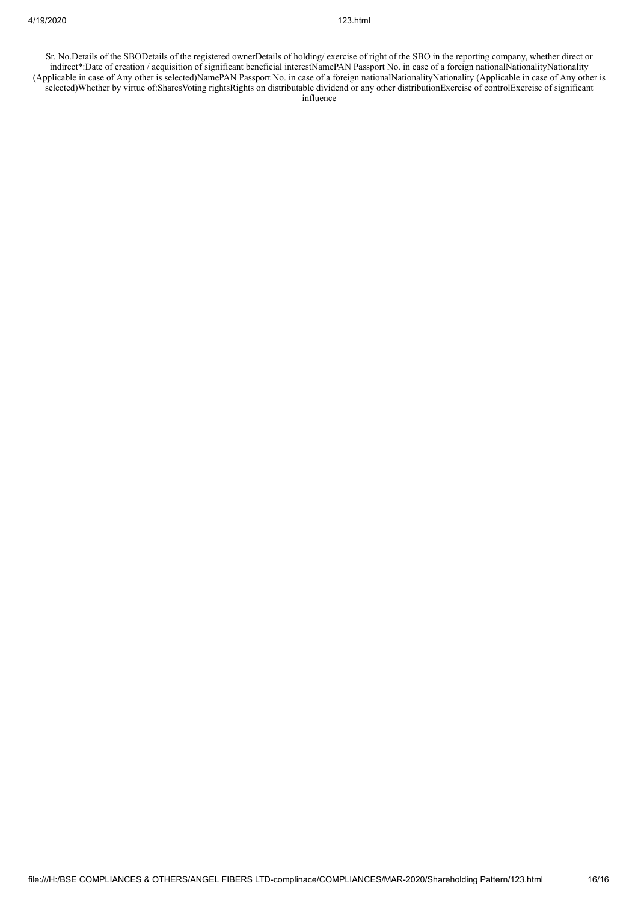Sr. No.Details of the SBODetails of the registered ownerDetails of holding/ exercise of right of the SBO in the reporting company, whether direct or indirect*:Date of creation / acquisition of significant beneficial interestNamePAN Passport No. in case of a foreign nationalNationalityNationality (Applicable in case of Any other is selected)NamePAN Passport No. in case of a foreign nationalNationalityNationality (Applicable in case of Any other is selected)Whether by virtue of:SharesVoting rightsRights on distributable dividend or any other distributionExercise of controlExercise of significant influence